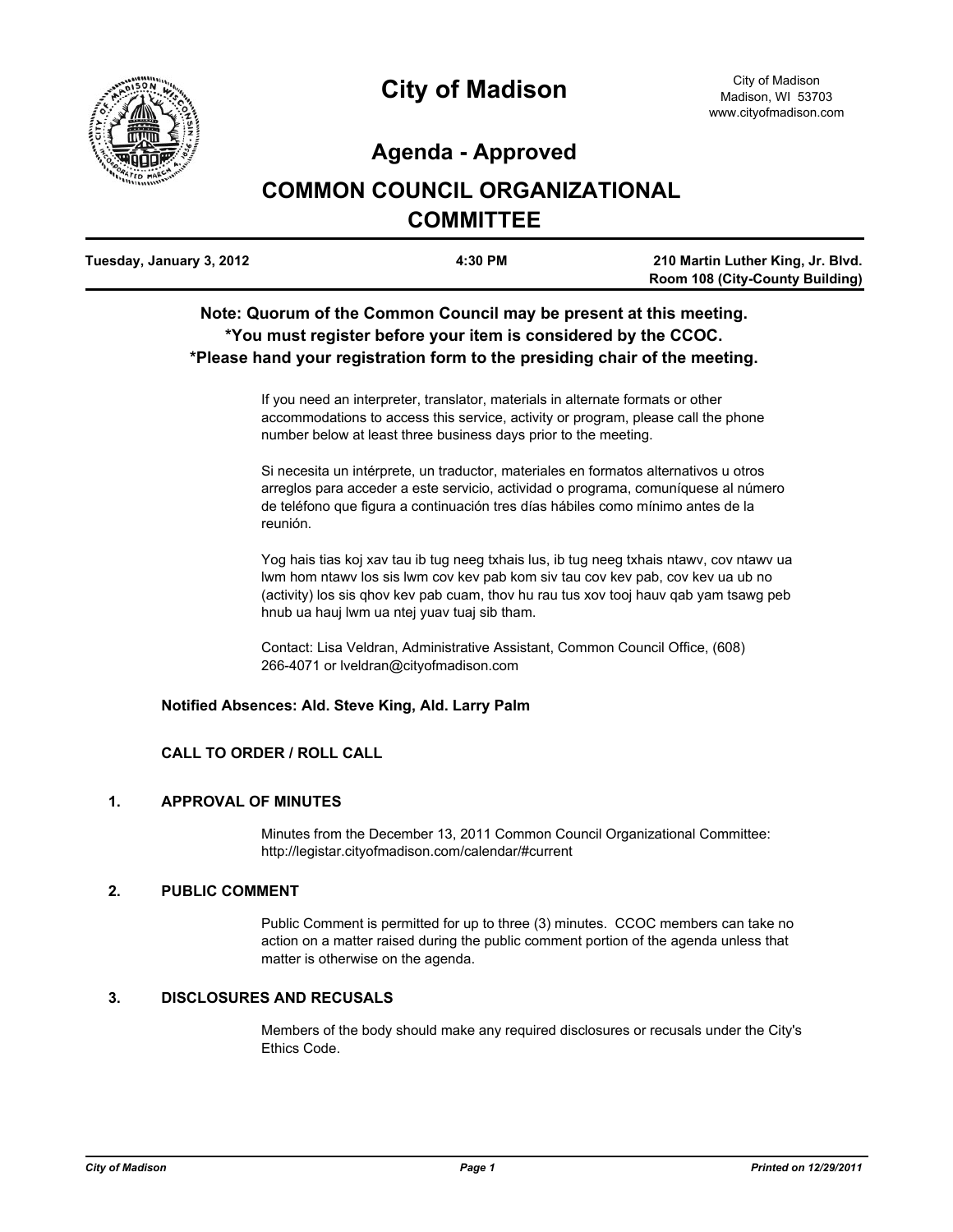# City of Madison

City of Madison
Madison, WI 53703
www.cityofmadison.com

## Agenda - Approved

## COMMON COUNCIL ORGANIZATIONAL COMMITTEE

| Tuesday, January 3, 2012 | 4:30 PM | 210 Martin Luther King, Jr. Blvd. Room 108 (City-County Building) |
|---|---|---|

**Note: Quorum of the Common Council may be present at this meeting.**
***You must register before your item is considered by the CCOC.**
***Please hand your registration form to the presiding chair of the meeting.**

If you need an interpreter, translator, materials in alternate formats or other accommodations to access this service, activity or program, please call the phone number below at least three business days prior to the meeting.

Si necesita un intérprete, un traductor, materiales en formatos alternativos u otros arreglos para acceder a este servicio, actividad o programa, comuníquese al número de teléfono que figura a continuación tres días hábiles como mínimo antes de la reunión.

Yog hais tias koj xav tau ib tug neeg txhais lus, ib tug neeg txhais ntawv, cov ntawv ua lwm hom ntawv los sis lwm cov kev pab kom siv tau cov kev pab, cov kev ua ub no (activity) los sis qhov kev pab cuam, thov hu rau tus xov tooj hauv qab yam tsawg peb hnub ua hauj lwm ua ntej yuav tuaj sib tham.

Contact: Lisa Veldran, Administrative Assistant, Common Council Office, (608) 266-4071 or lveldran@cityofmadison.com

**Notified Absences: Ald. Steve King, Ald. Larry Palm**

**CALL TO ORDER / ROLL CALL**

**1. APPROVAL OF MINUTES**

Minutes from the December 13, 2011 Common Council Organizational Committee: http://legistar.cityofmadison.com/calendar/#current

**2. PUBLIC COMMENT**

Public Comment is permitted for up to three (3) minutes. CCOC members can take no action on a matter raised during the public comment portion of the agenda unless that matter is otherwise on the agenda.

**3. DISCLOSURES AND RECUSALS**

Members of the body should make any required disclosures or recusals under the City's Ethics Code.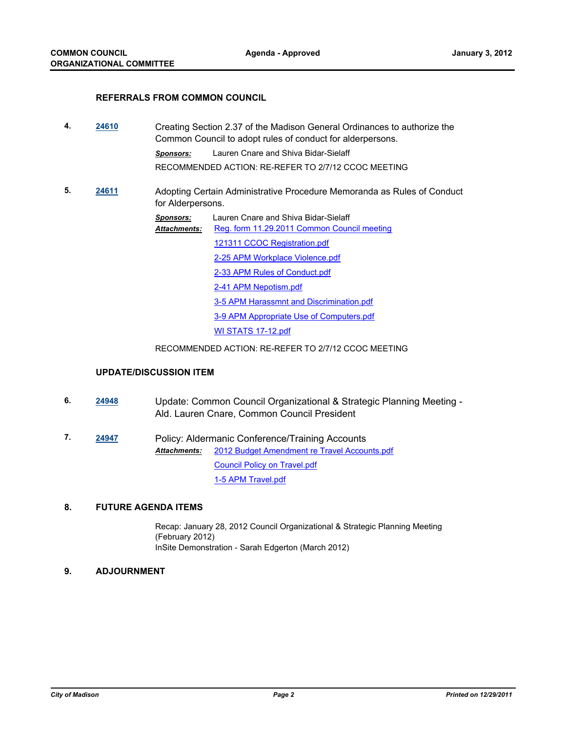## REFERRALS FROM COMMON COUNCIL

**4.** **24610** Creating Section 2.37 of the Madison General Ordinances to authorize the Common Council to adopt rules of conduct for alderpersons.

***Sponsors:*** Lauren Cnare and Shiva Bidar-Sielaff

RECOMMENDED ACTION: RE-REFER TO 2/7/12 CCOC MEETING

**5.** **24611** Adopting Certain Administrative Procedure Memoranda as Rules of Conduct for Alderpersons.

***Sponsors:*** Lauren Cnare and Shiva Bidar-Sielaff

***Attachments:***
- Reg. form 11.29.2011 Common Council meeting
- 121311 CCOC Registration.pdf
- 2-25 APM Workplace Violence.pdf
- 2-33 APM Rules of Conduct.pdf
- 2-41 APM Nepotism.pdf
- 3-5 APM Harassmnt and Discrimination.pdf
- 3-9 APM Appropriate Use of Computers.pdf
- WI STATS 17-12.pdf

RECOMMENDED ACTION: RE-REFER TO 2/7/12 CCOC MEETING

## UPDATE/DISCUSSION ITEM

**6.** **24948** Update: Common Council Organizational & Strategic Planning Meeting - Ald. Lauren Cnare, Common Council President

**7.** **24947** Policy: Aldermanic Conference/Training Accounts

***Attachments:***
- 2012 Budget Amendment re Travel Accounts.pdf
- Council Policy on Travel.pdf
- 1-5 APM Travel.pdf

## 8. FUTURE AGENDA ITEMS

Recap: January 28, 2012 Council Organizational & Strategic Planning Meeting (February 2012)
InSite Demonstration - Sarah Edgerton (March 2012)

## 9. ADJOURNMENT